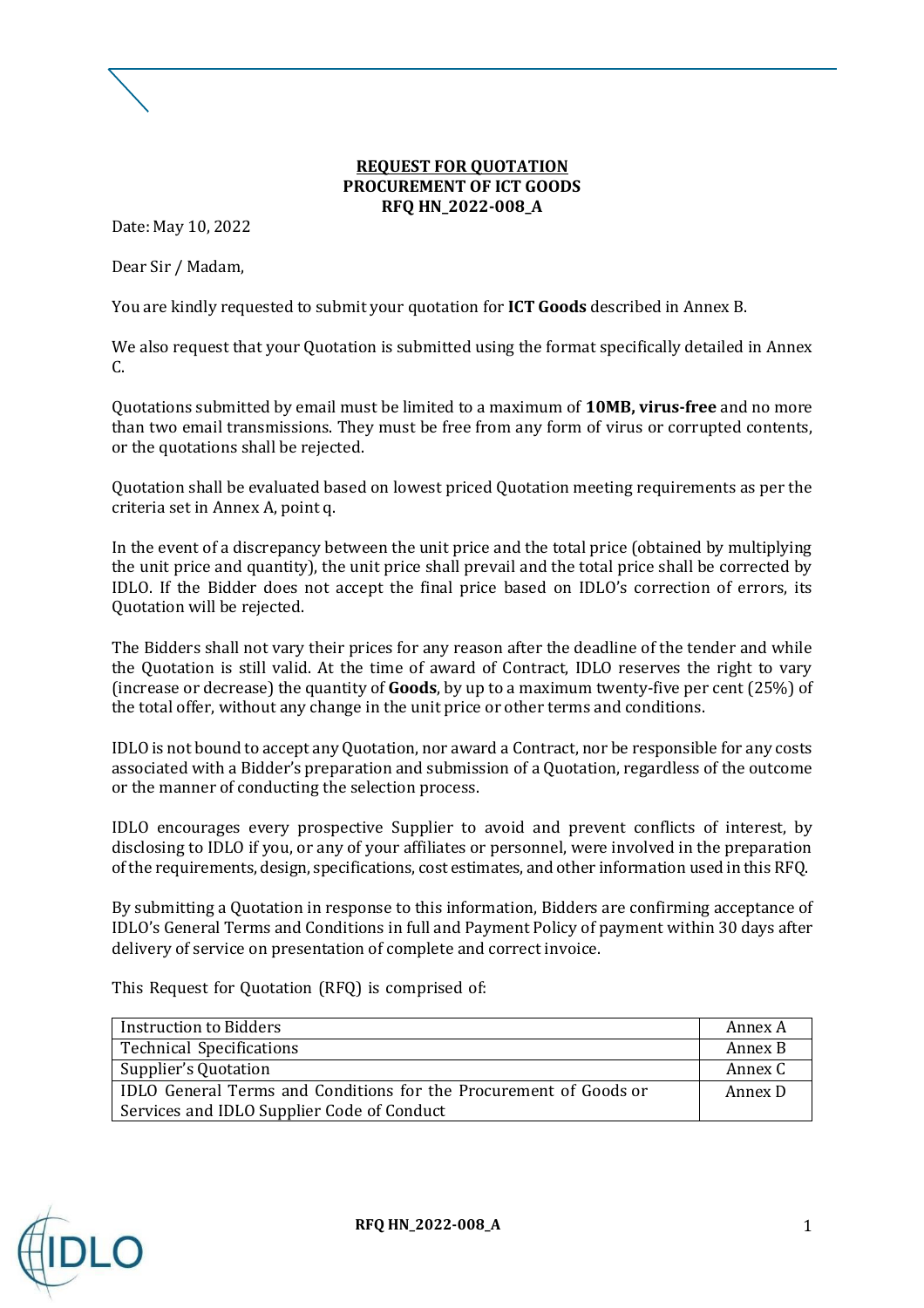# REQUEST FOR QUOTATION
## PROCUREMENT OF ICT GOODS
## RFQ HN_2022-008_A

Date: May 10, 2022

Dear Sir / Madam,

You are kindly requested to submit your quotation for **ICT Goods** described in Annex B.

We also request that your Quotation is submitted using the format specifically detailed in Annex C.

Quotations submitted by email must be limited to a maximum of **10MB, virus-free** and no more than two email transmissions. They must be free from any form of virus or corrupted contents, or the quotations shall be rejected.

Quotation shall be evaluated based on lowest priced Quotation meeting requirements as per the criteria set in Annex A, point q.

In the event of a discrepancy between the unit price and the total price (obtained by multiplying the unit price and quantity), the unit price shall prevail and the total price shall be corrected by IDLO. If the Bidder does not accept the final price based on IDLO's correction of errors, its Quotation will be rejected.

The Bidders shall not vary their prices for any reason after the deadline of the tender and while the Quotation is still valid. At the time of award of Contract, IDLO reserves the right to vary (increase or decrease) the quantity of **Goods**, by up to a maximum twenty-five per cent (25%) of the total offer, without any change in the unit price or other terms and conditions.

IDLO is not bound to accept any Quotation, nor award a Contract, nor be responsible for any costs associated with a Bidder's preparation and submission of a Quotation, regardless of the outcome or the manner of conducting the selection process.

IDLO encourages every prospective Supplier to avoid and prevent conflicts of interest, by disclosing to IDLO if you, or any of your affiliates or personnel, were involved in the preparation of the requirements, design, specifications, cost estimates, and other information used in this RFQ.

By submitting a Quotation in response to this information, Bidders are confirming acceptance of IDLO's General Terms and Conditions in full and Payment Policy of payment within 30 days after delivery of service on presentation of complete and correct invoice.

This Request for Quotation (RFQ) is comprised of:

| | |
|---|---|
| Instruction to Bidders | Annex A |
| Technical Specifications | Annex B |
| Supplier's Quotation | Annex C |
| IDLO General Terms and Conditions for the Procurement of Goods or Services and IDLO Supplier Code of Conduct | Annex D |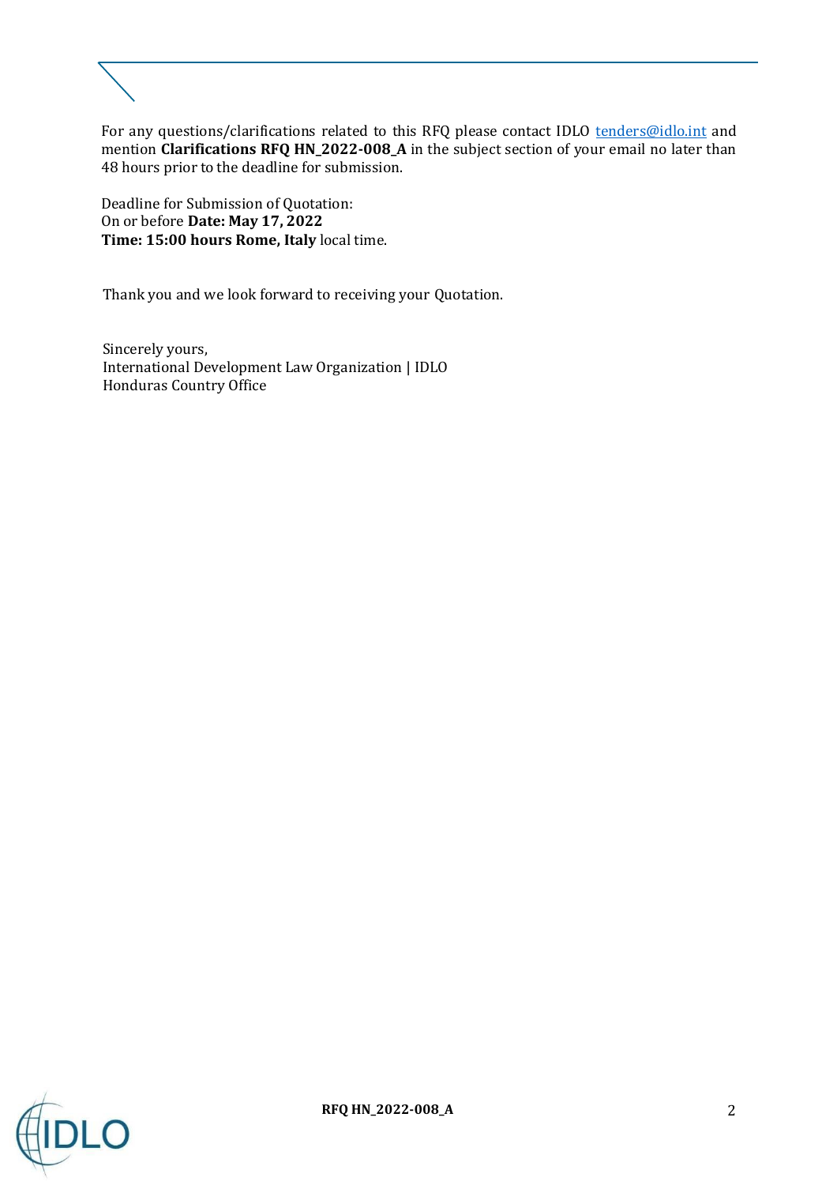For any questions/clarifications related to this RFQ please contact IDLO tenders@idlo.int and mention **Clarifications RFQ HN_2022-008_A** in the subject section of your email no later than 48 hours prior to the deadline for submission.

Deadline for Submission of Quotation:
On or before **Date: May 17, 2022**
**Time: 15:00 hours Rome, Italy** local time.

Thank you and we look forward to receiving your Quotation.

Sincerely yours,
International Development Law Organization | IDLO
Honduras Country Office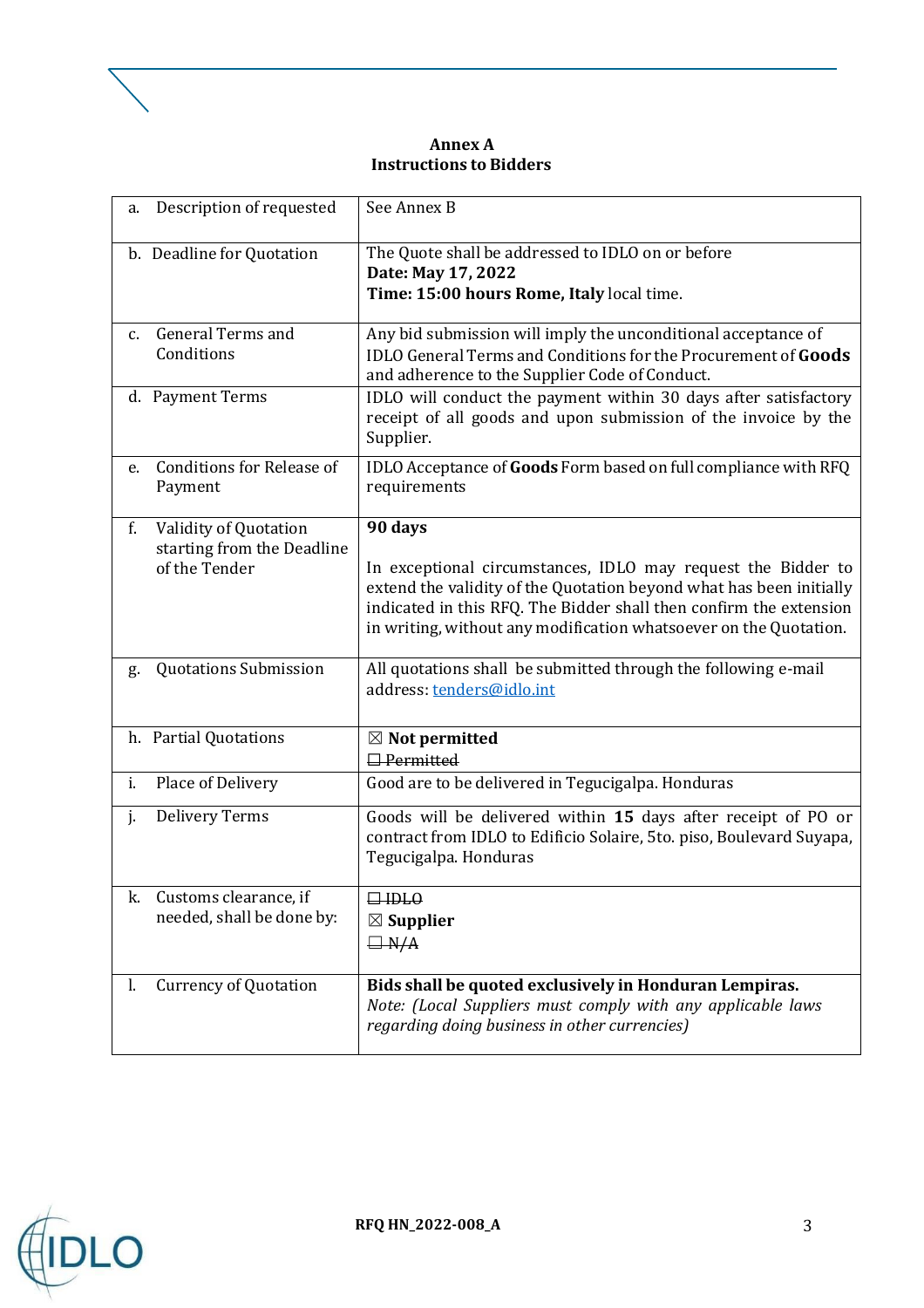**Annex A**
**Instructions to Bidders**

| | |
|---|---|
| a. Description of requested | See Annex B |
| b. Deadline for Quotation | The Quote shall be addressed to IDLO on or before **Date: May 17, 2022** **Time: 15:00 hours Rome, Italy** local time. |
| c. General Terms and Conditions | Any bid submission will imply the unconditional acceptance of IDLO General Terms and Conditions for the Procurement of **Goods** and adherence to the Supplier Code of Conduct. |
| d. Payment Terms | IDLO will conduct the payment within 30 days after satisfactory receipt of all goods and upon submission of the invoice by the Supplier. |
| e. Conditions for Release of Payment | IDLO Acceptance of **Goods** Form based on full compliance with RFQ requirements |
| f. Validity of Quotation starting from the Deadline of the Tender | **90 days** In exceptional circumstances, IDLO may request the Bidder to extend the validity of the Quotation beyond what has been initially indicated in this RFQ. The Bidder shall then confirm the extension in writing, without any modification whatsoever on the Quotation. |
| g. Quotations Submission | All quotations shall be submitted through the following e-mail address: tenders@idlo.int |
| h. Partial Quotations | ☒ **Not permitted** ☐ ~~Permitted~~ |
| i. Place of Delivery | Good are to be delivered in Tegucigalpa. Honduras |
| j. Delivery Terms | Goods will be delivered within **15** days after receipt of PO or contract from IDLO to Edificio Solaire, 5to. piso, Boulevard Suyapa, Tegucigalpa. Honduras |
| k. Customs clearance, if needed, shall be done by: | ☐ ~~IDLO~~ ☒ **Supplier** ☐ ~~N/A~~ |
| l. Currency of Quotation | **Bids shall be quoted exclusively in Honduran Lempiras.** *Note: (Local Suppliers must comply with any applicable laws regarding doing business in other currencies)* |

RFQ HN_2022-008_A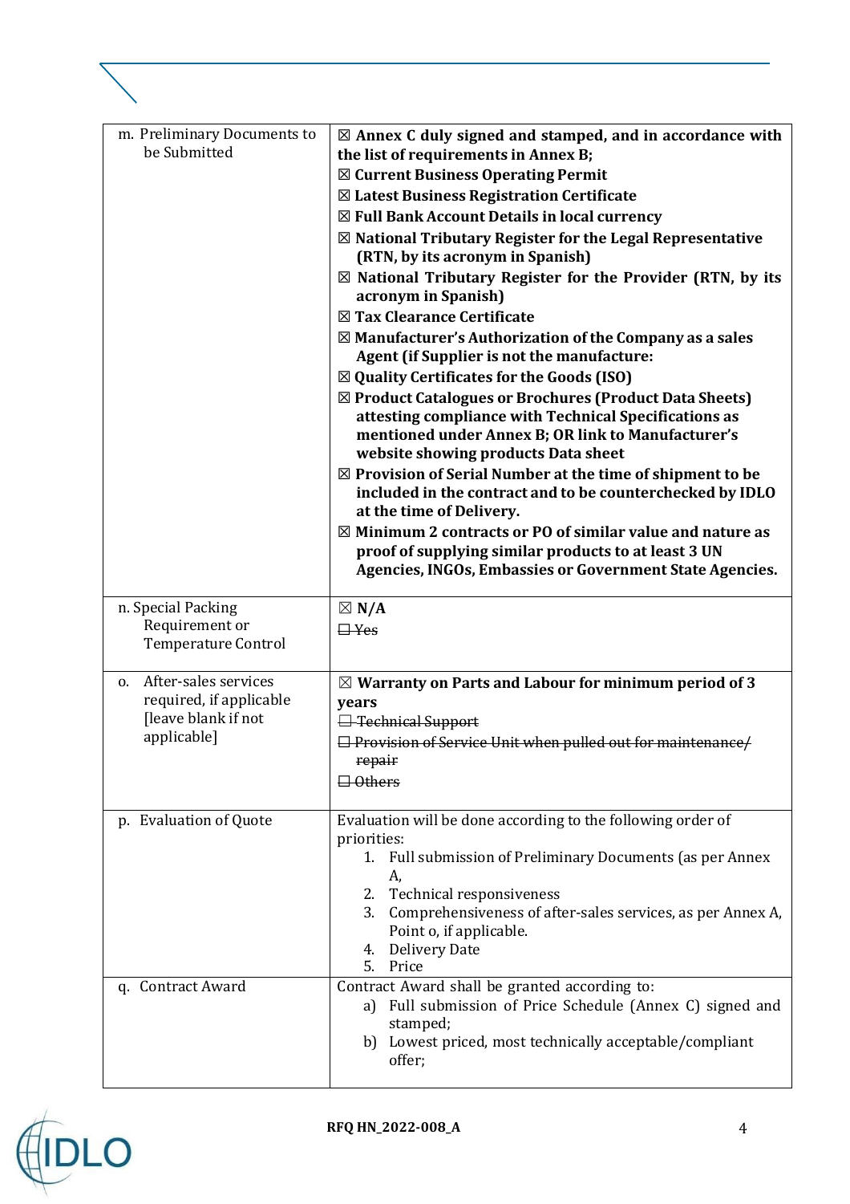| | |
|---|---|
| m. Preliminary Documents to be Submitted | ☒ **Annex C duly signed and stamped, and in accordance with the list of requirements in Annex B;**<br>☒ **Current Business Operating Permit**<br>☒ **Latest Business Registration Certificate**<br>☒ **Full Bank Account Details in local currency**<br>☒ **National Tributary Register for the Legal Representative (RTN, by its acronym in Spanish)**<br>☒ **National Tributary Register for the Provider (RTN, by its acronym in Spanish)**<br>☒ **Tax Clearance Certificate**<br>☒ **Manufacturer's Authorization of the Company as a sales Agent (if Supplier is not the manufacture:**<br>☒ **Quality Certificates for the Goods (ISO)**<br>☒ **Product Catalogues or Brochures (Product Data Sheets) attesting compliance with Technical Specifications as mentioned under Annex B; OR link to Manufacturer's website showing products Data sheet**<br>☒ **Provision of Serial Number at the time of shipment to be included in the contract and to be counterchecked by IDLO at the time of Delivery.**<br>☒ **Minimum 2 contracts or PO of similar value and nature as proof of supplying similar products to at least 3 UN Agencies, INGOs, Embassies or Government State Agencies.** |
| n. Special Packing Requirement or Temperature Control | ☒ **N/A**<br>~~☐ Yes~~ |
| o. After-sales services required, if applicable [leave blank if not applicable] | ☒ **Warranty on Parts and Labour for minimum period of 3 years**<br>~~☐ Technical Support~~<br>~~☐ Provision of Service Unit when pulled out for maintenance/ repair~~<br>~~☐ Others~~ |
| p. Evaluation of Quote | Evaluation will be done according to the following order of priorities:<br>1. Full submission of Preliminary Documents (as per Annex A,<br>2. Technical responsiveness<br>3. Comprehensiveness of after-sales services, as per Annex A, Point o, if applicable.<br>4. Delivery Date<br>5. Price |
| q. Contract Award | Contract Award shall be granted according to:<br>a) Full submission of Price Schedule (Annex C) signed and stamped;<br>b) Lowest priced, most technically acceptable/compliant offer; |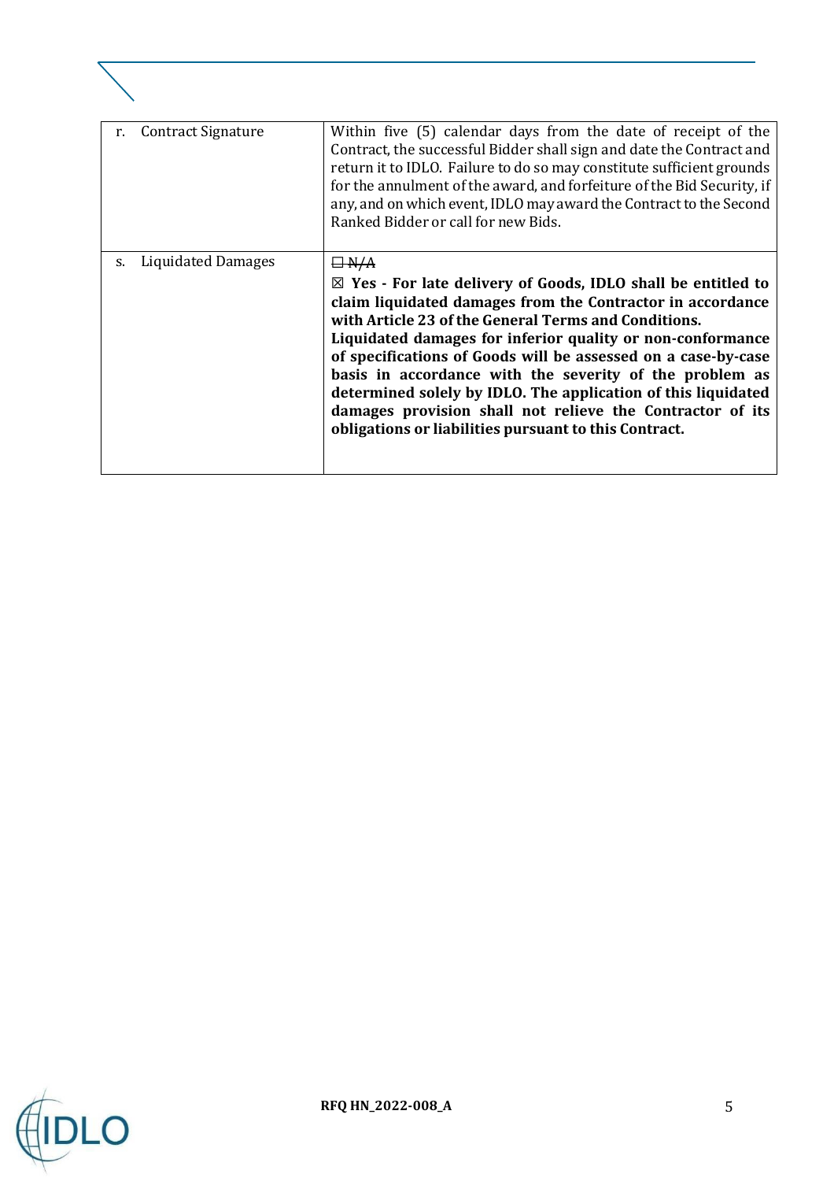| | |
|---|---|
| r. Contract Signature | Within five (5) calendar days from the date of receipt of the Contract, the successful Bidder shall sign and date the Contract and return it to IDLO. Failure to do so may constitute sufficient grounds for the annulment of the award, and forfeiture of the Bid Security, if any, and on which event, IDLO may award the Contract to the Second Ranked Bidder or call for new Bids. |
| s. Liquidated Damages | ☐ ~~N/A~~<br>☒ **Yes - For late delivery of Goods, IDLO shall be entitled to claim liquidated damages from the Contractor in accordance with Article 23 of the General Terms and Conditions.**<br>**Liquidated damages for inferior quality or non-conformance of specifications of Goods will be assessed on a case-by-case basis in accordance with the severity of the problem as determined solely by IDLO. The application of this liquidated damages provision shall not relieve the Contractor of its obligations or liabilities pursuant to this Contract.** |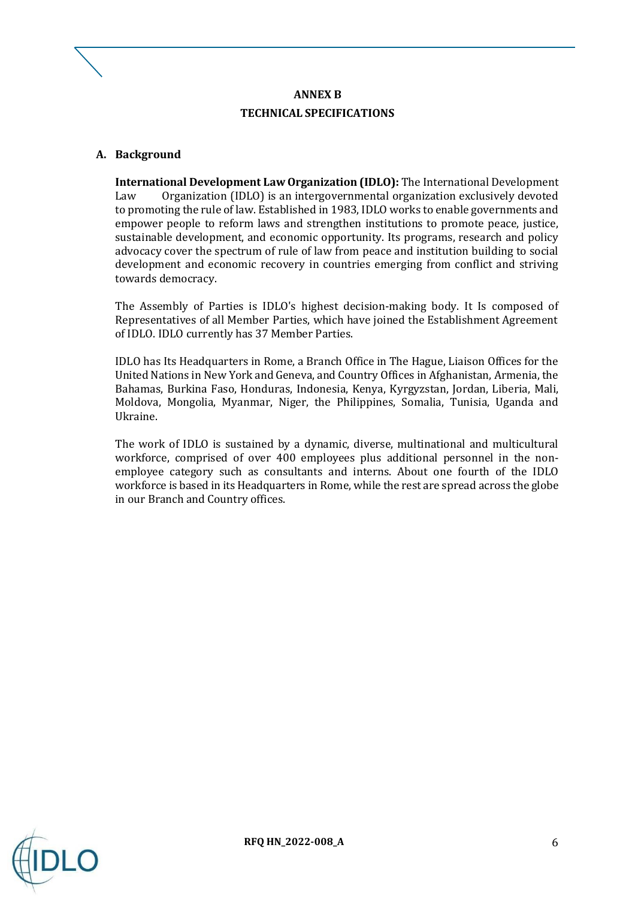# ANNEX B

## TECHNICAL SPECIFICATIONS

### A. Background

**International Development Law Organization (IDLO):** The International Development Law Organization (IDLO) is an intergovernmental organization exclusively devoted to promoting the rule of law. Established in 1983, IDLO works to enable governments and empower people to reform laws and strengthen institutions to promote peace, justice, sustainable development, and economic opportunity. Its programs, research and policy advocacy cover the spectrum of rule of law from peace and institution building to social development and economic recovery in countries emerging from conflict and striving towards democracy.

The Assembly of Parties is IDLO's highest decision-making body. It Is composed of Representatives of all Member Parties, which have joined the Establishment Agreement of IDLO. IDLO currently has 37 Member Parties.

IDLO has Its Headquarters in Rome, a Branch Office in The Hague, Liaison Offices for the United Nations in New York and Geneva, and Country Offices in Afghanistan, Armenia, the Bahamas, Burkina Faso, Honduras, Indonesia, Kenya, Kyrgyzstan, Jordan, Liberia, Mali, Moldova, Mongolia, Myanmar, Niger, the Philippines, Somalia, Tunisia, Uganda and Ukraine.

The work of IDLO is sustained by a dynamic, diverse, multinational and multicultural workforce, comprised of over 400 employees plus additional personnel in the non-employee category such as consultants and interns. About one fourth of the IDLO workforce is based in its Headquarters in Rome, while the rest are spread across the globe in our Branch and Country offices.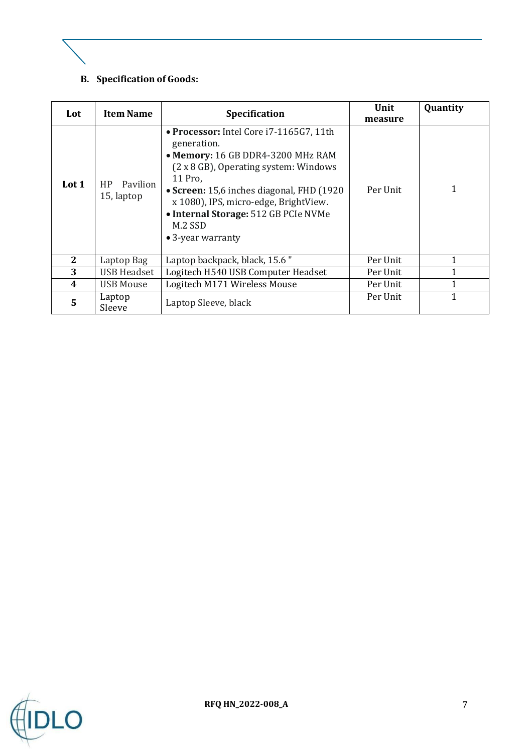## B. Specification of Goods:

| Lot | Item Name | Specification | Unit measure | Quantity |
|---|---|---|---|---|
| **Lot 1** | HP Pavilion 15, laptop | • **Processor:** Intel Core i7-1165G7, 11th generation.<br>• **Memory:** 16 GB DDR4-3200 MHz RAM (2 x 8 GB), Operating system: Windows 11 Pro,<br>• **Screen:** 15,6 inches diagonal, FHD (1920 x 1080), IPS, micro-edge, BrightView.<br>• **Internal Storage:** 512 GB PCIe NVMe M.2 SSD<br>• 3-year warranty | Per Unit | 1 |
| **2** | Laptop Bag | Laptop backpack, black, 15.6 " | Per Unit | 1 |
| **3** | USB Headset | Logitech H540 USB Computer Headset | Per Unit | 1 |
| **4** | USB Mouse | Logitech M171 Wireless Mouse | Per Unit | 1 |
| **5** | Laptop Sleeve | Laptop Sleeve, black | Per Unit | 1 |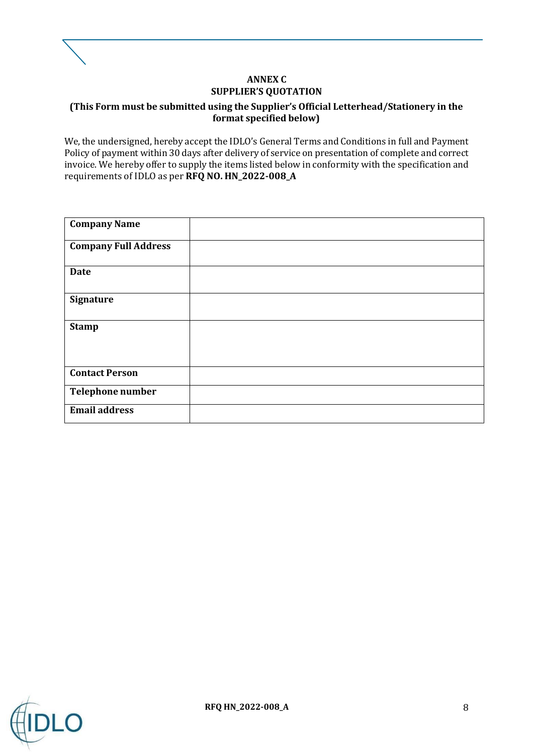**ANNEX C**
**SUPPLIER'S QUOTATION**

**(This Form must be submitted using the Supplier's Official Letterhead/Stationery in the format specified below)**

We, the undersigned, hereby accept the IDLO's General Terms and Conditions in full and Payment Policy of payment within 30 days after delivery of service on presentation of complete and correct invoice. We hereby offer to supply the items listed below in conformity with the specification and requirements of IDLO as per **RFQ NO. HN_2022-008_A**

| | |
|---|---|
| **Company Name** | |
| **Company Full Address** | |
| **Date** | |
| **Signature** | |
| **Stamp** | |
| **Contact Person** | |
| **Telephone number** | |
| **Email address** | |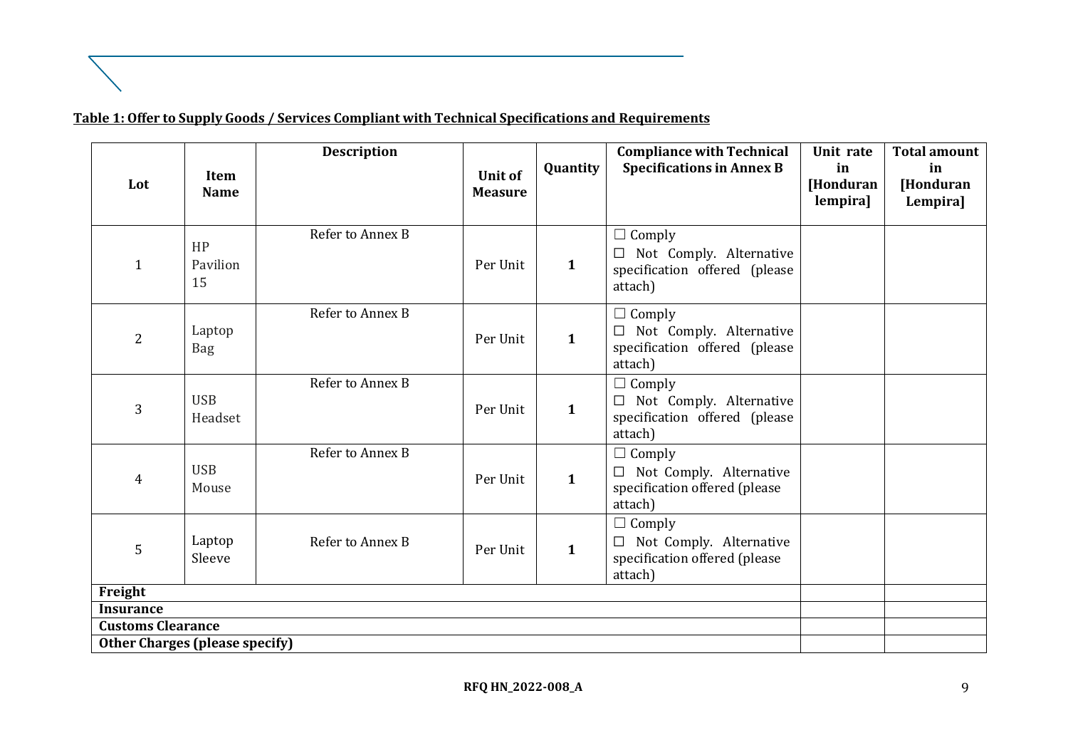**Table 1: Offer to Supply Goods / Services Compliant with Technical Specifications and Requirements**

| Lot | Item Name | Description | Unit of Measure | Quantity | Compliance with Technical Specifications in Annex B | Unit rate in [Honduran lempira] | Total amount in [Honduran Lempira] |
|---|---|---|---|---|---|---|---|
| 1 | HP Pavilion 15 | Refer to Annex B | Per Unit | **1** | ☐ Comply<br>☐ Not Comply. Alternative specification offered (please attach) | | |
| 2 | Laptop Bag | Refer to Annex B | Per Unit | **1** | ☐ Comply<br>☐ Not Comply. Alternative specification offered (please attach) | | |
| 3 | USB Headset | Refer to Annex B | Per Unit | **1** | ☐ Comply<br>☐ Not Comply. Alternative specification offered (please attach) | | |
| 4 | USB Mouse | Refer to Annex B | Per Unit | **1** | ☐ Comply<br>☐ Not Comply. Alternative specification offered (please attach) | | |
| 5 | Laptop Sleeve | Refer to Annex B | Per Unit | **1** | ☐ Comply<br>☐ Not Comply. Alternative specification offered (please attach) | | |
| **Freight** | | | | | | | |
| **Insurance** | | | | | | | |
| **Customs Clearance** | | | | | | | |
| **Other Charges (please specify)** | | | | | | | |

**RFQ HN_2022-008_A**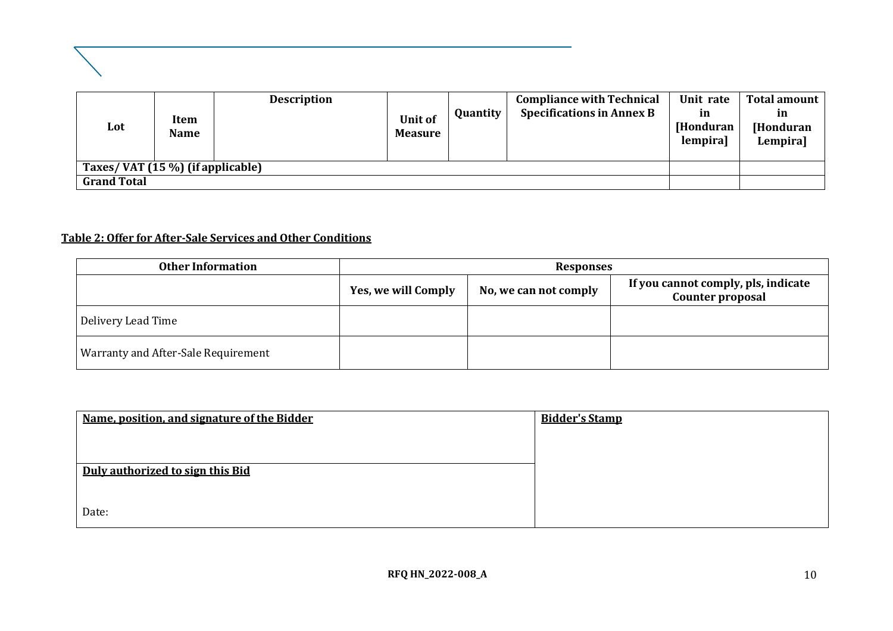| Lot | Item Name | Description | Unit of Measure | Quantity | Compliance with Technical Specifications in Annex B | Unit rate in [Honduran lempira] | Total amount in [Honduran Lempira] |
|---|---|---|---|---|---|---|---|
| Taxes/ VAT (15 %) (if applicable) | | | | | | | |
| Grand Total | | | | | | | |

**Table 2: Offer for After-Sale Services and Other Conditions**

| Other Information | Responses | | |
|---|---|---|---|
| | Yes, we will Comply | No, we can not comply | If you cannot comply, pls, indicate Counter proposal |
| Delivery Lead Time | | | |
| Warranty and After-Sale Requirement | | | |

| Name, position, and signature of the Bidder | Bidder's Stamp |
|---|---|
| Duly authorized to sign this Bid | |
| Date: | |

**RFQ HN_2022-008_A**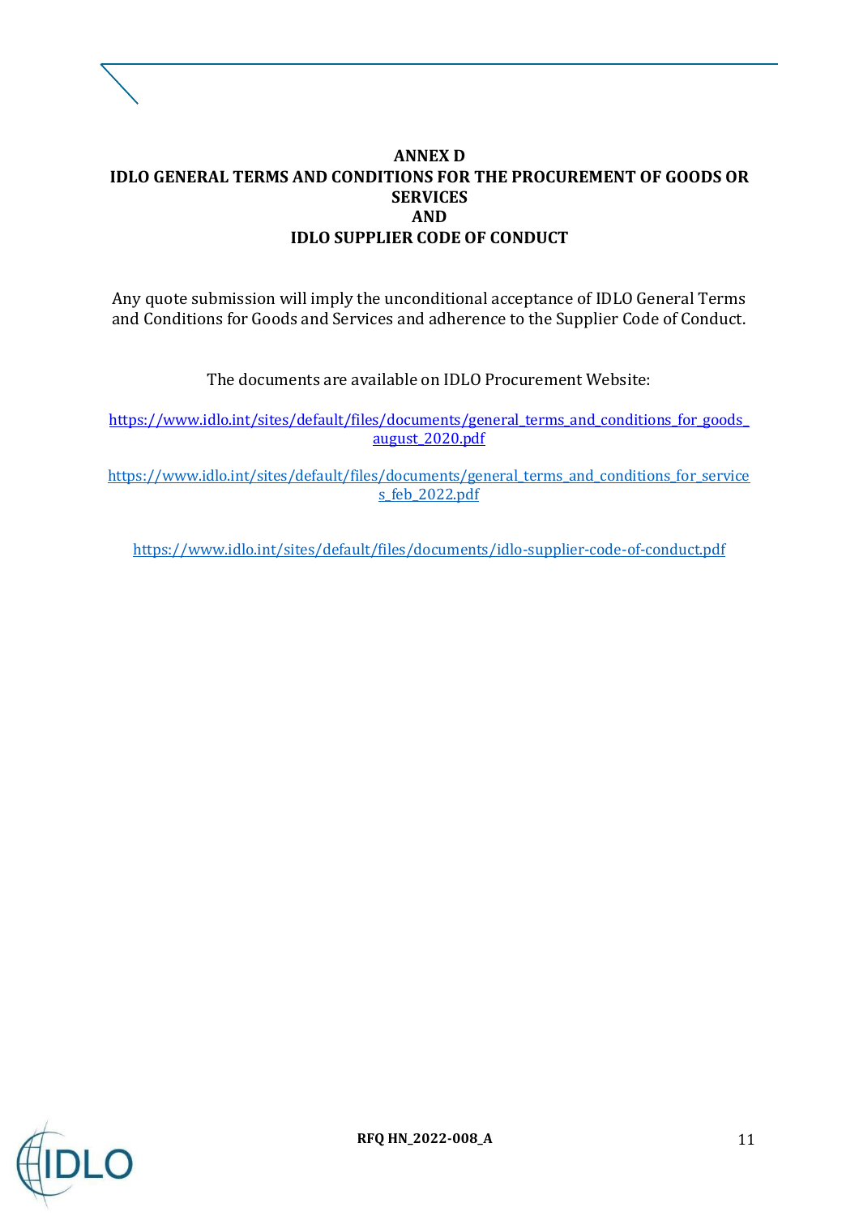# ANNEX D
# IDLO GENERAL TERMS AND CONDITIONS FOR THE PROCUREMENT OF GOODS OR SERVICES
# AND
# IDLO SUPPLIER CODE OF CONDUCT

Any quote submission will imply the unconditional acceptance of IDLO General Terms and Conditions for Goods and Services and adherence to the Supplier Code of Conduct.

The documents are available on IDLO Procurement Website:

https://www.idlo.int/sites/default/files/documents/general_terms_and_conditions_for_goods_august_2020.pdf

https://www.idlo.int/sites/default/files/documents/general_terms_and_conditions_for_services_feb_2022.pdf

https://www.idlo.int/sites/default/files/documents/idlo-supplier-code-of-conduct.pdf